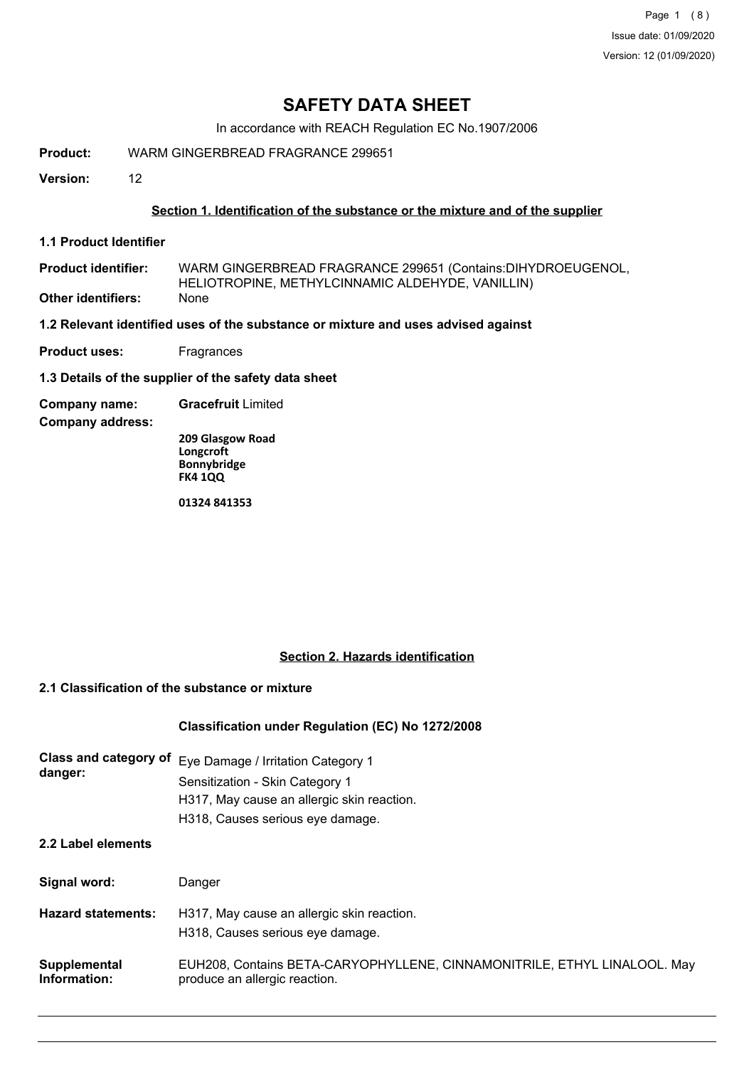# SAFETY DATA SHEET

In accordance with REACH Regulation EC No.1907/2006

**Product:** WARM GINGERBREAD FRAGRANCE 299651

**Version:** 12

## Section 1. Identification of the substance or the mixture and of the supplier

### 1.1 Product Identifier

**Product identifier:** WARM GINGERBREAD FRAGRANCE 299651 (Contains:DIHYDROEUGENOL, HELIOTROPINE, METHYLCINNAMIC ALDEHYDE, VANILLIN)

**Other identifiers:** None

### 1.2 Relevant identified uses of the substance or mixture and uses advised against

**Product uses:** Fragrances

### 1.3 Details of the supplier of the safety data sheet

**Company name:** **Gracefruit** Limited

**Company address:**

**209 Glasgow Road**
**Longcroft**
**Bonnybridge**
**FK4 1QQ**

**01324 841353**

## Section 2. Hazards identification

### 2.1 Classification of the substance or mixture

**Classification under Regulation (EC) No 1272/2008**

**Class and category of danger:**
Eye Damage / Irritation Category 1
Sensitization - Skin Category 1
H317, May cause an allergic skin reaction.
H318, Causes serious eye damage.

### 2.2 Label elements

**Signal word:** Danger

**Hazard statements:**
H317, May cause an allergic skin reaction.
H318, Causes serious eye damage.

**Supplemental Information:** EUH208, Contains BETA-CARYOPHYLLENE, CINNAMONITRILE, ETHYL LINALOOL. May produce an allergic reaction.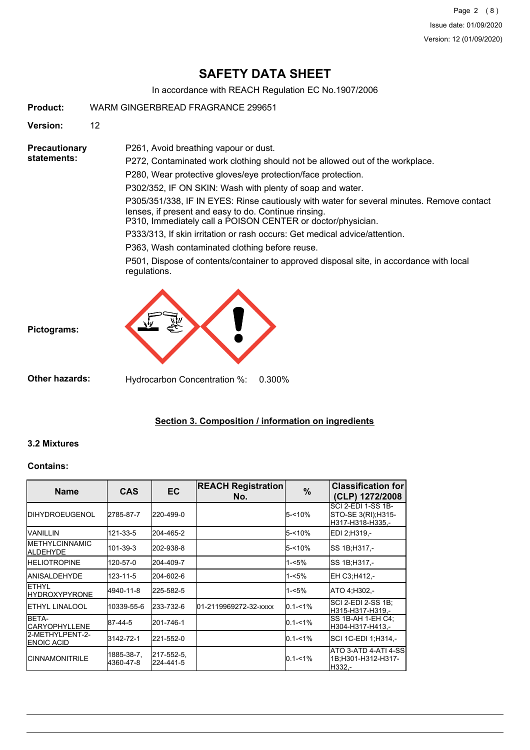# SAFETY DATA SHEET

In accordance with REACH Regulation EC No.1907/2006

**Product:** WARM GINGERBREAD FRAGRANCE 299651

**Version:** 12

**Precautionary statements:**

P261, Avoid breathing vapour or dust.

P272, Contaminated work clothing should not be allowed out of the workplace.

P280, Wear protective gloves/eye protection/face protection.

P302/352, IF ON SKIN: Wash with plenty of soap and water.

P305/351/338, IF IN EYES: Rinse cautiously with water for several minutes. Remove contact lenses, if present and easy to do. Continue rinsing.
P310, Immediately call a POISON CENTER or doctor/physician.

P333/313, If skin irritation or rash occurs: Get medical advice/attention.

P363, Wash contaminated clothing before reuse.

P501, Dispose of contents/container to approved disposal site, in accordance with local regulations.

**Pictograms:**

**Other hazards:** Hydrocarbon Concentration %: 0.300%

## Section 3. Composition / information on ingredients

### 3.2 Mixtures

**Contains:**

| Name | CAS | EC | REACH Registration No. | % | Classification for (CLP) 1272/2008 |
|---|---|---|---|---|---|
| DIHYDROEUGENOL | 2785-87-7 | 220-499-0 | | 5-<10% | SCI 2-EDI 1-SS 1B-STO-SE 3(RI);H315-H317-H318-H335,- |
| VANILLIN | 121-33-5 | 204-465-2 | | 5-<10% | EDI 2;H319,- |
| METHYLCINNAMIC ALDEHYDE | 101-39-3 | 202-938-8 | | 5-<10% | SS 1B;H317,- |
| HELIOTROPINE | 120-57-0 | 204-409-7 | | 1-<5% | SS 1B;H317,- |
| ANISALDEHYDE | 123-11-5 | 204-602-6 | | 1-<5% | EH C3;H412,- |
| ETHYL HYDROXYPYRONE | 4940-11-8 | 225-582-5 | | 1-<5% | ATO 4;H302,- |
| ETHYL LINALOOL | 10339-55-6 | 233-732-6 | 01-2119969272-32-xxxx | 0.1-<1% | SCI 2-EDI 2-SS 1B;H315-H317-H319,- |
| BETA-CARYOPHYLLENE | 87-44-5 | 201-746-1 | | 0.1-<1% | SS 1B-AH 1-EH C4;H304-H317-H413,- |
| 2-METHYLPENT-2-ENOIC ACID | 3142-72-1 | 221-552-0 | | 0.1-<1% | SCI 1C-EDI 1;H314,- |
| CINNAMONITRILE | 1885-38-7, 4360-47-8 | 217-552-5, 224-441-5 | | 0.1-<1% | ATO 3-ATD 4-ATI 4-SS 1B;H301-H312-H317-H332,- |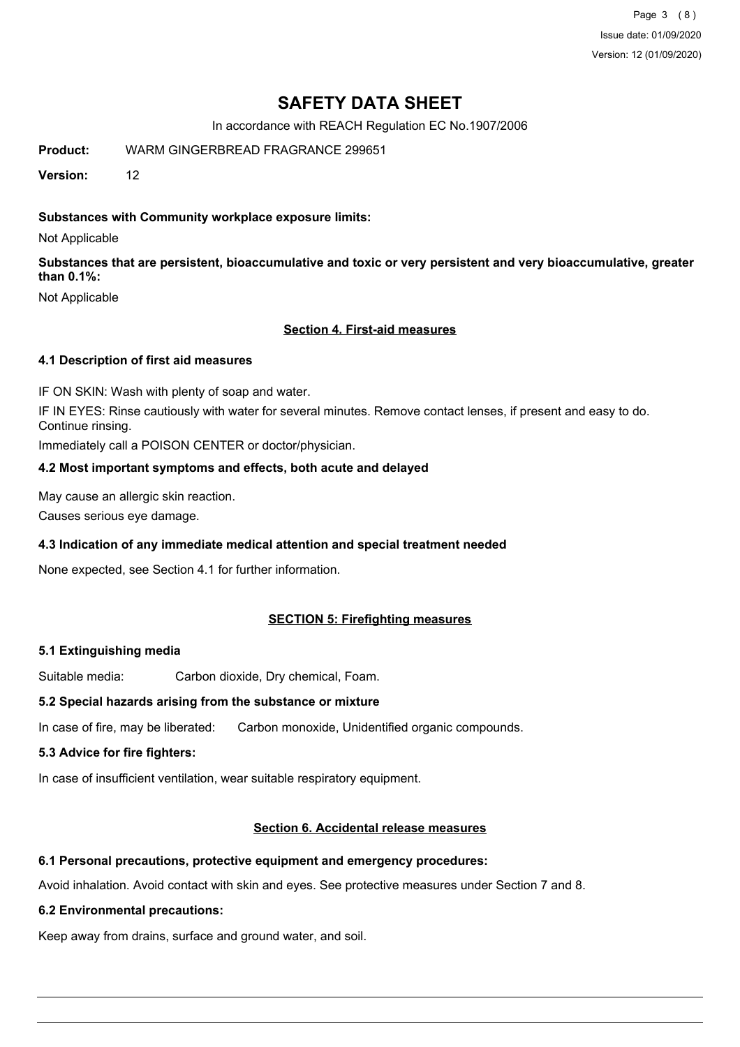# SAFETY DATA SHEET

In accordance with REACH Regulation EC No.1907/2006

**Product:** WARM GINGERBREAD FRAGRANCE 299651

**Version:** 12

**Substances with Community workplace exposure limits:**

Not Applicable

**Substances that are persistent, bioaccumulative and toxic or very persistent and very bioaccumulative, greater than 0.1%:**

Not Applicable

## Section 4. First-aid measures

### 4.1 Description of first aid measures

IF ON SKIN: Wash with plenty of soap and water.

IF IN EYES: Rinse cautiously with water for several minutes. Remove contact lenses, if present and easy to do. Continue rinsing.

Immediately call a POISON CENTER or doctor/physician.

### 4.2 Most important symptoms and effects, both acute and delayed

May cause an allergic skin reaction.

Causes serious eye damage.

### 4.3 Indication of any immediate medical attention and special treatment needed

None expected, see Section 4.1 for further information.

## SECTION 5: Firefighting measures

### 5.1 Extinguishing media

Suitable media: Carbon dioxide, Dry chemical, Foam.

### 5.2 Special hazards arising from the substance or mixture

In case of fire, may be liberated: Carbon monoxide, Unidentified organic compounds.

### 5.3 Advice for fire fighters:

In case of insufficient ventilation, wear suitable respiratory equipment.

## Section 6. Accidental release measures

### 6.1 Personal precautions, protective equipment and emergency procedures:

Avoid inhalation. Avoid contact with skin and eyes. See protective measures under Section 7 and 8.

### 6.2 Environmental precautions:

Keep away from drains, surface and ground water, and soil.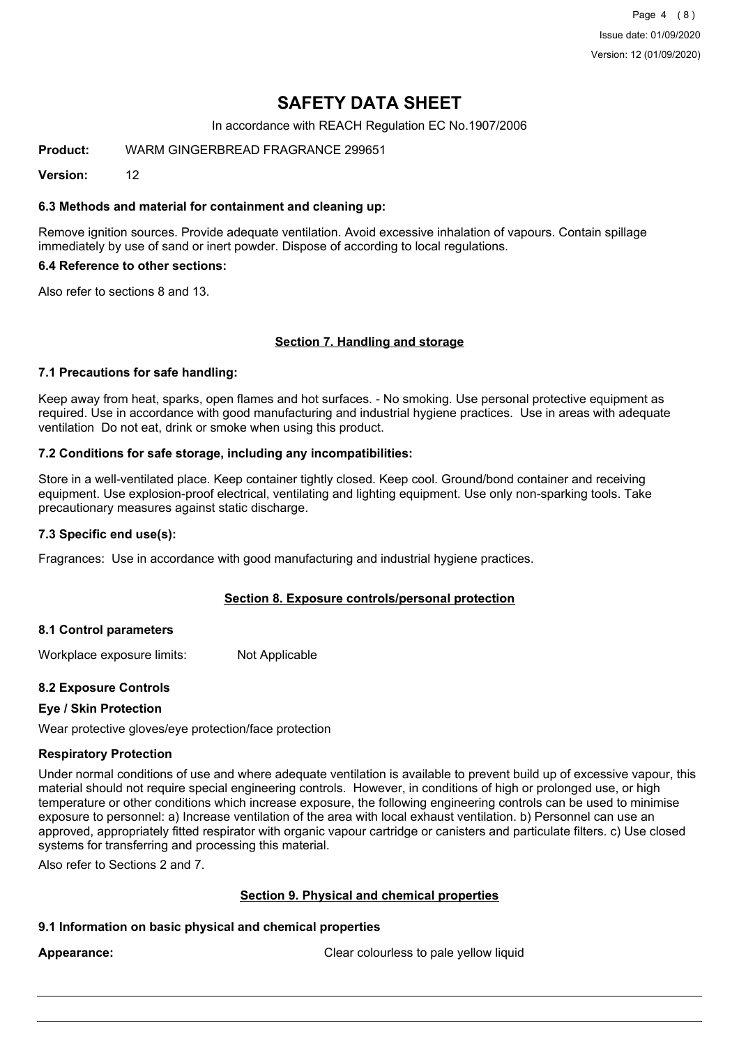# SAFETY DATA SHEET

In accordance with REACH Regulation EC No.1907/2006

**Product:** WARM GINGERBREAD FRAGRANCE 299651

**Version:** 12

### 6.3 Methods and material for containment and cleaning up:

Remove ignition sources. Provide adequate ventilation. Avoid excessive inhalation of vapours. Contain spillage immediately by use of sand or inert powder. Dispose of according to local regulations.

### 6.4 Reference to other sections:

Also refer to sections 8 and 13.

## Section 7. Handling and storage

### 7.1 Precautions for safe handling:

Keep away from heat, sparks, open flames and hot surfaces. - No smoking. Use personal protective equipment as required. Use in accordance with good manufacturing and industrial hygiene practices. Use in areas with adequate ventilation Do not eat, drink or smoke when using this product.

### 7.2 Conditions for safe storage, including any incompatibilities:

Store in a well-ventilated place. Keep container tightly closed. Keep cool. Ground/bond container and receiving equipment. Use explosion-proof electrical, ventilating and lighting equipment. Use only non-sparking tools. Take precautionary measures against static discharge.

### 7.3 Specific end use(s):

Fragrances: Use in accordance with good manufacturing and industrial hygiene practices.

## Section 8. Exposure controls/personal protection

### 8.1 Control parameters

Workplace exposure limits: Not Applicable

### 8.2 Exposure Controls

#### Eye / Skin Protection

Wear protective gloves/eye protection/face protection

#### Respiratory Protection

Under normal conditions of use and where adequate ventilation is available to prevent build up of excessive vapour, this material should not require special engineering controls. However, in conditions of high or prolonged use, or high temperature or other conditions which increase exposure, the following engineering controls can be used to minimise exposure to personnel: a) Increase ventilation of the area with local exhaust ventilation. b) Personnel can use an approved, appropriately fitted respirator with organic vapour cartridge or canisters and particulate filters. c) Use closed systems for transferring and processing this material.

Also refer to Sections 2 and 7.

## Section 9. Physical and chemical properties

### 9.1 Information on basic physical and chemical properties

**Appearance:** Clear colourless to pale yellow liquid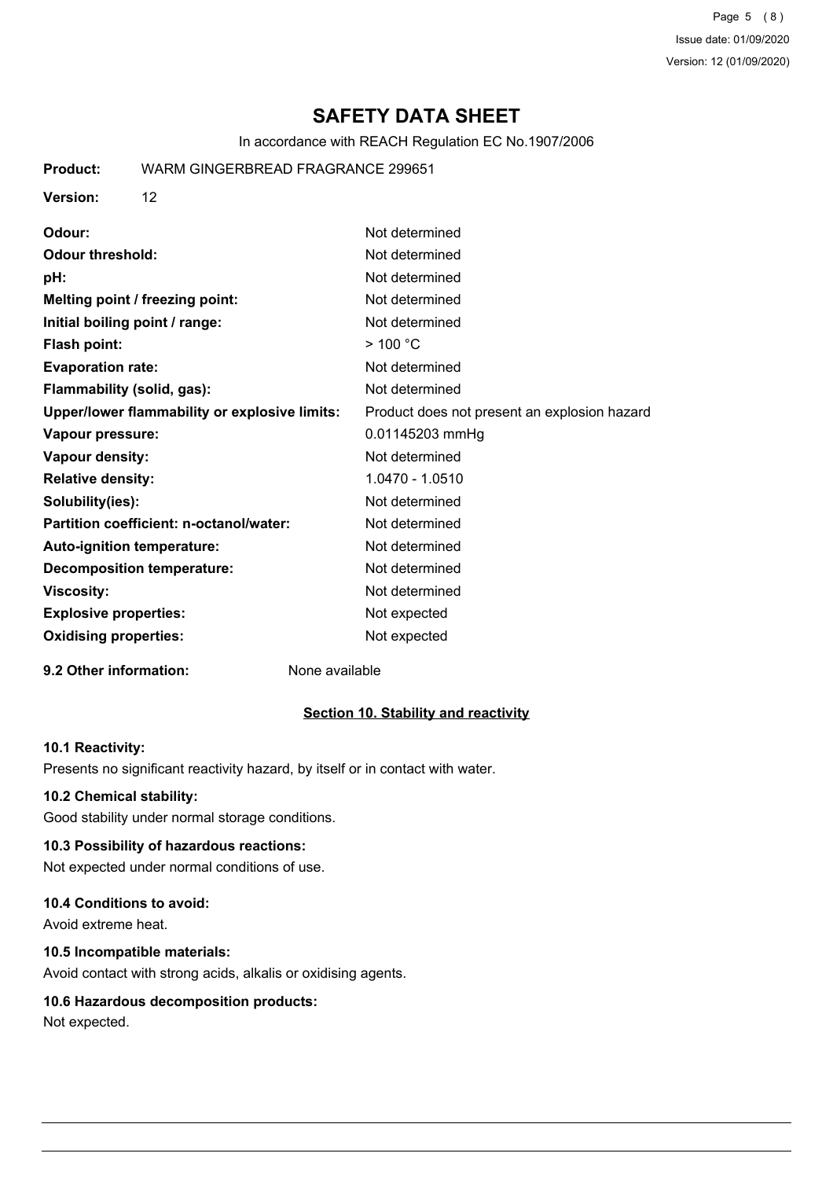# SAFETY DATA SHEET

In accordance with REACH Regulation EC No.1907/2006

**Product:** WARM GINGERBREAD FRAGRANCE 299651

**Version:** 12

| | |
|---|---|
| **Odour:** | Not determined |
| **Odour threshold:** | Not determined |
| **pH:** | Not determined |
| **Melting point / freezing point:** | Not determined |
| **Initial boiling point / range:** | Not determined |
| **Flash point:** | > 100 °C |
| **Evaporation rate:** | Not determined |
| **Flammability (solid, gas):** | Not determined |
| **Upper/lower flammability or explosive limits:** | Product does not present an explosion hazard |
| **Vapour pressure:** | 0.01145203 mmHg |
| **Vapour density:** | Not determined |
| **Relative density:** | 1.0470 - 1.0510 |
| **Solubility(ies):** | Not determined |
| **Partition coefficient: n-octanol/water:** | Not determined |
| **Auto-ignition temperature:** | Not determined |
| **Decomposition temperature:** | Not determined |
| **Viscosity:** | Not determined |
| **Explosive properties:** | Not expected |
| **Oxidising properties:** | Not expected |

**9.2 Other information:** None available

## Section 10. Stability and reactivity

### 10.1 Reactivity:

Presents no significant reactivity hazard, by itself or in contact with water.

### 10.2 Chemical stability:

Good stability under normal storage conditions.

### 10.3 Possibility of hazardous reactions:

Not expected under normal conditions of use.

### 10.4 Conditions to avoid:

Avoid extreme heat.

### 10.5 Incompatible materials:

Avoid contact with strong acids, alkalis or oxidising agents.

### 10.6 Hazardous decomposition products:

Not expected.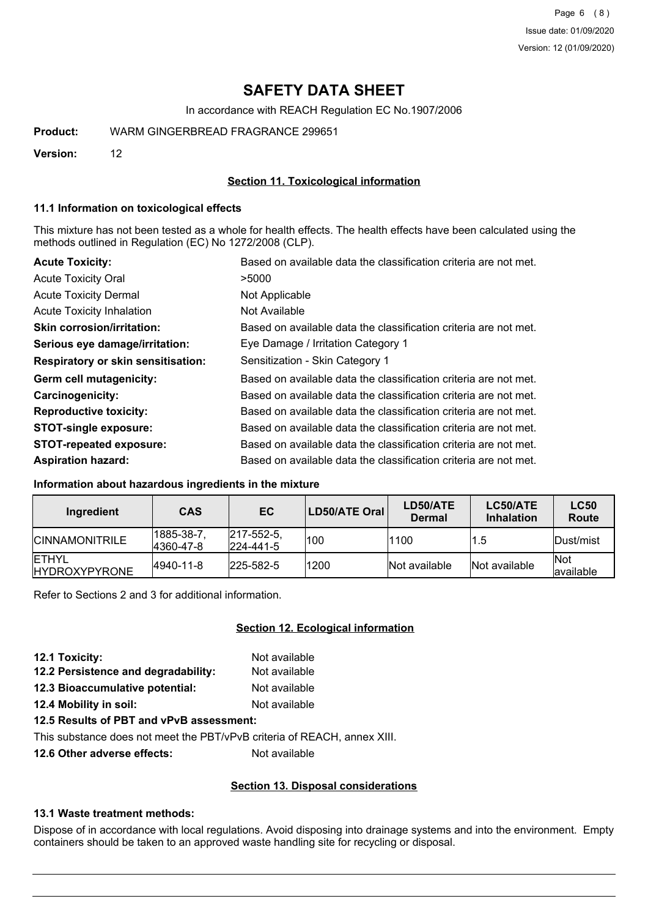# SAFETY DATA SHEET

In accordance with REACH Regulation EC No.1907/2006

**Product:** WARM GINGERBREAD FRAGRANCE 299651

**Version:** 12

## Section 11. Toxicological information

### 11.1 Information on toxicological effects

This mixture has not been tested as a whole for health effects. The health effects have been calculated using the methods outlined in Regulation (EC) No 1272/2008 (CLP).

| | |
|---|---|
| **Acute Toxicity:** | Based on available data the classification criteria are not met. |
| Acute Toxicity Oral | >5000 |
| Acute Toxicity Dermal | Not Applicable |
| Acute Toxicity Inhalation | Not Available |
| **Skin corrosion/irritation:** | Based on available data the classification criteria are not met. |
| **Serious eye damage/irritation:** | Eye Damage / Irritation Category 1 |
| **Respiratory or skin sensitisation:** | Sensitization - Skin Category 1 |
| **Germ cell mutagenicity:** | Based on available data the classification criteria are not met. |
| **Carcinogenicity:** | Based on available data the classification criteria are not met. |
| **Reproductive toxicity:** | Based on available data the classification criteria are not met. |
| **STOT-single exposure:** | Based on available data the classification criteria are not met. |
| **STOT-repeated exposure:** | Based on available data the classification criteria are not met. |
| **Aspiration hazard:** | Based on available data the classification criteria are not met. |

### Information about hazardous ingredients in the mixture

| Ingredient | CAS | EC | LD50/ATE Oral | LD50/ATE Dermal | LC50/ATE Inhalation | LC50 Route |
|---|---|---|---|---|---|---|
| CINNAMONITRILE | 1885-38-7, 4360-47-8 | 217-552-5, 224-441-5 | 100 | 1100 | 1.5 | Dust/mist |
| ETHYL HYDROXYPYRONE | 4940-11-8 | 225-582-5 | 1200 | Not available | Not available | Not available |

Refer to Sections 2 and 3 for additional information.

## Section 12. Ecological information

**12.1 Toxicity:** Not available

**12.2 Persistence and degradability:** Not available

**12.3 Bioaccumulative potential:** Not available

**12.4 Mobility in soil:** Not available

**12.5 Results of PBT and vPvB assessment:**

This substance does not meet the PBT/vPvB criteria of REACH, annex XIII.

**12.6 Other adverse effects:** Not available

## Section 13. Disposal considerations

### 13.1 Waste treatment methods:

Dispose of in accordance with local regulations. Avoid disposing into drainage systems and into the environment. Empty containers should be taken to an approved waste handling site for recycling or disposal.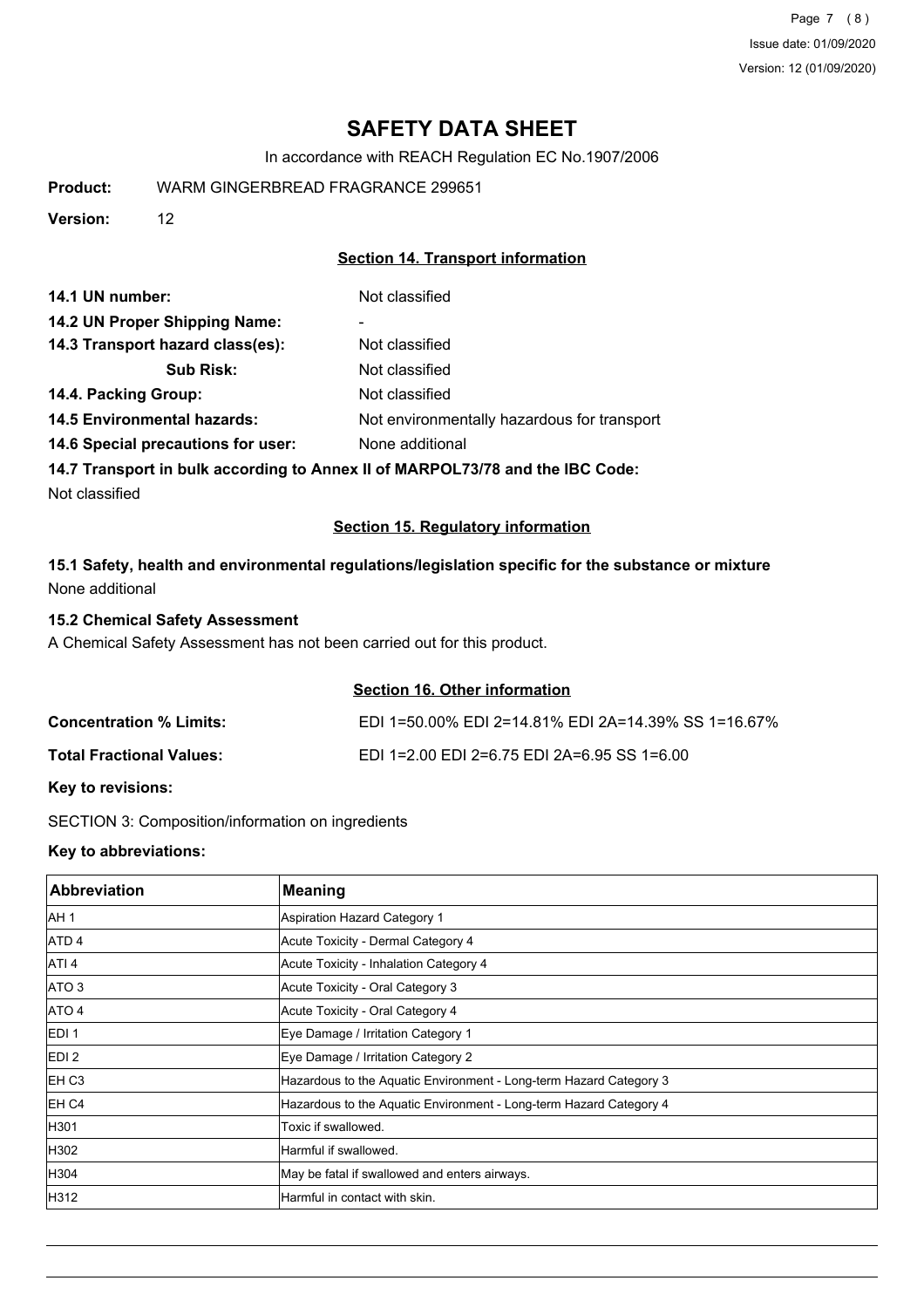# SAFETY DATA SHEET

In accordance with REACH Regulation EC No.1907/2006

**Product:** WARM GINGERBREAD FRAGRANCE 299651

**Version:** 12

## Section 14. Transport information

**14.1 UN number:** Not classified

**14.2 UN Proper Shipping Name:** -

**14.3 Transport hazard class(es):** Not classified

**Sub Risk:** Not classified

**14.4. Packing Group:** Not classified

**14.5 Environmental hazards:** Not environmentally hazardous for transport

**14.6 Special precautions for user:** None additional

**14.7 Transport in bulk according to Annex II of MARPOL73/78 and the IBC Code:**

Not classified

## Section 15. Regulatory information

**15.1 Safety, health and environmental regulations/legislation specific for the substance or mixture**

None additional

**15.2 Chemical Safety Assessment**

A Chemical Safety Assessment has not been carried out for this product.

## Section 16. Other information

**Concentration % Limits:** EDI 1=50.00% EDI 2=14.81% EDI 2A=14.39% SS 1=16.67%

**Total Fractional Values:** EDI 1=2.00 EDI 2=6.75 EDI 2A=6.95 SS 1=6.00

**Key to revisions:**

SECTION 3: Composition/information on ingredients

**Key to abbreviations:**

| Abbreviation | Meaning |
| --- | --- |
| AH 1 | Aspiration Hazard Category 1 |
| ATD 4 | Acute Toxicity - Dermal Category 4 |
| ATI 4 | Acute Toxicity - Inhalation Category 4 |
| ATO 3 | Acute Toxicity - Oral Category 3 |
| ATO 4 | Acute Toxicity - Oral Category 4 |
| EDI 1 | Eye Damage / Irritation Category 1 |
| EDI 2 | Eye Damage / Irritation Category 2 |
| EH C3 | Hazardous to the Aquatic Environment - Long-term Hazard Category 3 |
| EH C4 | Hazardous to the Aquatic Environment - Long-term Hazard Category 4 |
| H301 | Toxic if swallowed. |
| H302 | Harmful if swallowed. |
| H304 | May be fatal if swallowed and enters airways. |
| H312 | Harmful in contact with skin. |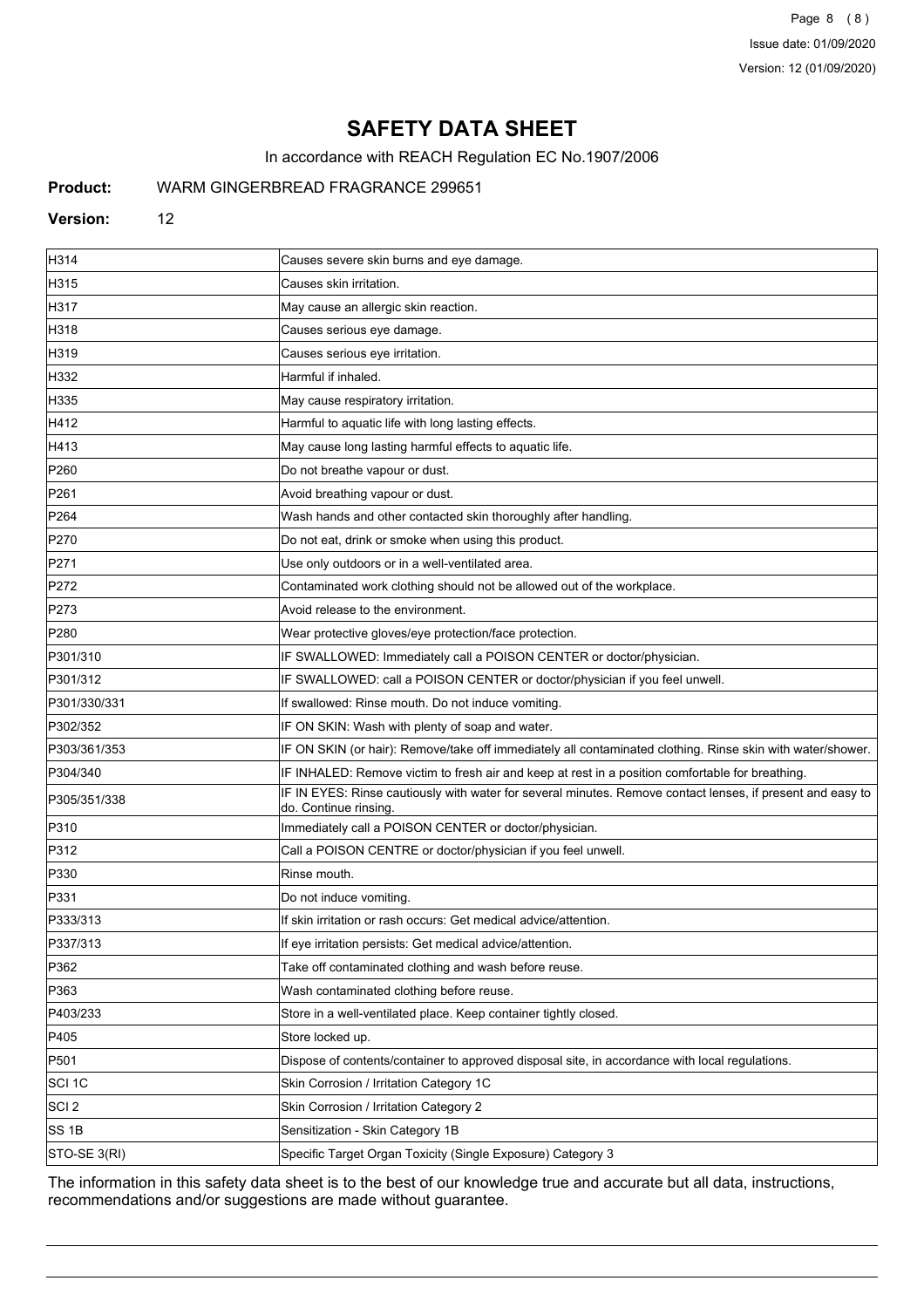# SAFETY DATA SHEET

In accordance with REACH Regulation EC No.1907/2006

**Product:** WARM GINGERBREAD FRAGRANCE 299651

**Version:** 12

| | |
|---|---|
| H314 | Causes severe skin burns and eye damage. |
| H315 | Causes skin irritation. |
| H317 | May cause an allergic skin reaction. |
| H318 | Causes serious eye damage. |
| H319 | Causes serious eye irritation. |
| H332 | Harmful if inhaled. |
| H335 | May cause respiratory irritation. |
| H412 | Harmful to aquatic life with long lasting effects. |
| H413 | May cause long lasting harmful effects to aquatic life. |
| P260 | Do not breathe vapour or dust. |
| P261 | Avoid breathing vapour or dust. |
| P264 | Wash hands and other contacted skin thoroughly after handling. |
| P270 | Do not eat, drink or smoke when using this product. |
| P271 | Use only outdoors or in a well-ventilated area. |
| P272 | Contaminated work clothing should not be allowed out of the workplace. |
| P273 | Avoid release to the environment. |
| P280 | Wear protective gloves/eye protection/face protection. |
| P301/310 | IF SWALLOWED: Immediately call a POISON CENTER or doctor/physician. |
| P301/312 | IF SWALLOWED: call a POISON CENTER or doctor/physician if you feel unwell. |
| P301/330/331 | If swallowed: Rinse mouth. Do not induce vomiting. |
| P302/352 | IF ON SKIN: Wash with plenty of soap and water. |
| P303/361/353 | IF ON SKIN (or hair): Remove/take off immediately all contaminated clothing. Rinse skin with water/shower. |
| P304/340 | IF INHALED: Remove victim to fresh air and keep at rest in a position comfortable for breathing. |
| P305/351/338 | IF IN EYES: Rinse cautiously with water for several minutes. Remove contact lenses, if present and easy to do. Continue rinsing. |
| P310 | Immediately call a POISON CENTER or doctor/physician. |
| P312 | Call a POISON CENTRE or doctor/physician if you feel unwell. |
| P330 | Rinse mouth. |
| P331 | Do not induce vomiting. |
| P333/313 | If skin irritation or rash occurs: Get medical advice/attention. |
| P337/313 | If eye irritation persists: Get medical advice/attention. |
| P362 | Take off contaminated clothing and wash before reuse. |
| P363 | Wash contaminated clothing before reuse. |
| P403/233 | Store in a well-ventilated place. Keep container tightly closed. |
| P405 | Store locked up. |
| P501 | Dispose of contents/container to approved disposal site, in accordance with local regulations. |
| SCI 1C | Skin Corrosion / Irritation Category 1C |
| SCI 2 | Skin Corrosion / Irritation Category 2 |
| SS 1B | Sensitization - Skin Category 1B |
| STO-SE 3(RI) | Specific Target Organ Toxicity (Single Exposure) Category 3 |

The information in this safety data sheet is to the best of our knowledge true and accurate but all data, instructions, recommendations and/or suggestions are made without guarantee.